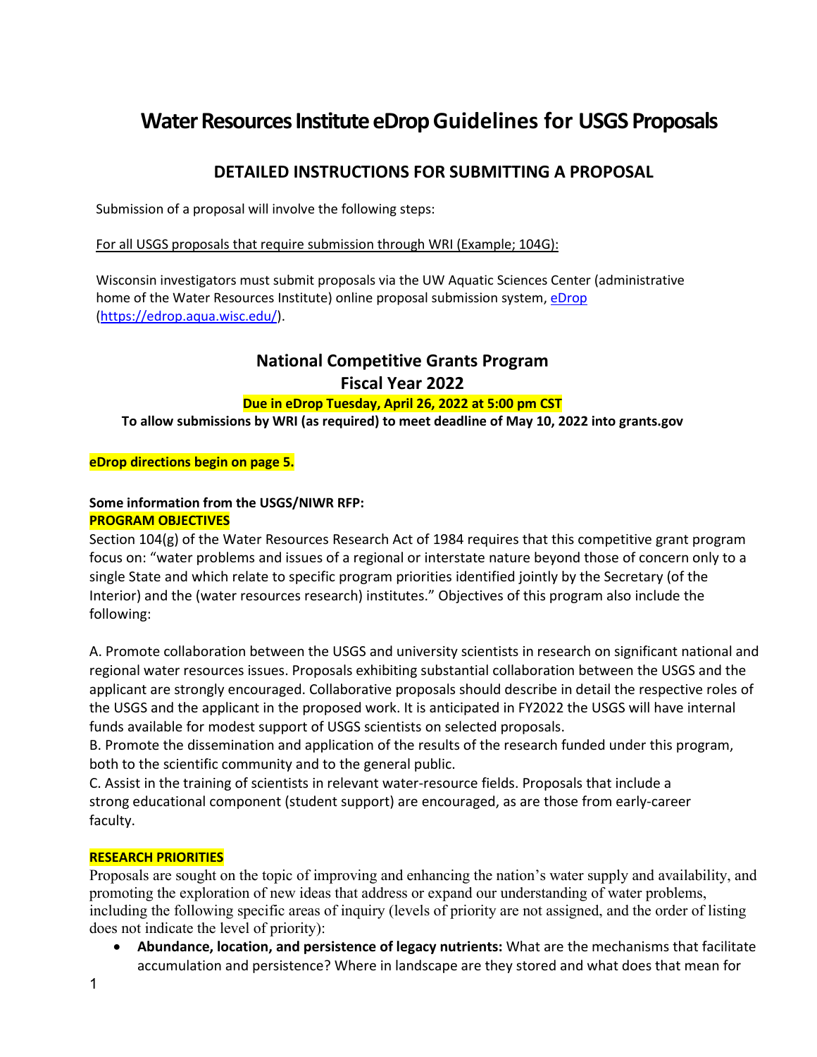# Water Resources Institute eDrop Guidelines for USGS Proposals

## DETAILED INSTRUCTIONS FOR SUBMITTING A PROPOSAL

Submission of a proposal will involve the following steps:

For all USGS proposals that require submission through WRI (Example; 104G):

Wisconsin investigators must submit proposals via the UW Aquatic Sciences Center (administrative home of the Water Resources Institute) online proposal submission system, [eDrop](https://edrop.aqua.wisc.edu/) ([https://edrop.aqua.wisc.edu/](https://edrop.aqua.wisc.edu/)).

## National Competitive Grants Program
## Fiscal Year 2022

**Due in eDrop Tuesday, April 26, 2022 at 5:00 pm CST**

**To allow submissions by WRI (as required) to meet deadline of May 10, 2022 into grants.gov**

**eDrop directions begin on page 5.**

**Some information from the USGS/NIWR RFP:**

**PROGRAM OBJECTIVES**

Section 104(g) of the Water Resources Research Act of 1984 requires that this competitive grant program focus on: "water problems and issues of a regional or interstate nature beyond those of concern only to a single State and which relate to specific program priorities identified jointly by the Secretary (of the Interior) and the (water resources research) institutes." Objectives of this program also include the following:

A. Promote collaboration between the USGS and university scientists in research on significant national and regional water resources issues. Proposals exhibiting substantial collaboration between the USGS and the applicant are strongly encouraged. Collaborative proposals should describe in detail the respective roles of the USGS and the applicant in the proposed work. It is anticipated in FY2022 the USGS will have internal funds available for modest support of USGS scientists on selected proposals.

B. Promote the dissemination and application of the results of the research funded under this program, both to the scientific community and to the general public.

C. Assist in the training of scientists in relevant water-resource fields. Proposals that include a strong educational component (student support) are encouraged, as are those from early-career faculty.

**RESEARCH PRIORITIES**

Proposals are sought on the topic of improving and enhancing the nation's water supply and availability, and promoting the exploration of new ideas that address or expand our understanding of water problems, including the following specific areas of inquiry (levels of priority are not assigned, and the order of listing does not indicate the level of priority):

- **Abundance, location, and persistence of legacy nutrients:** What are the mechanisms that facilitate accumulation and persistence? Where in landscape are they stored and what does that mean for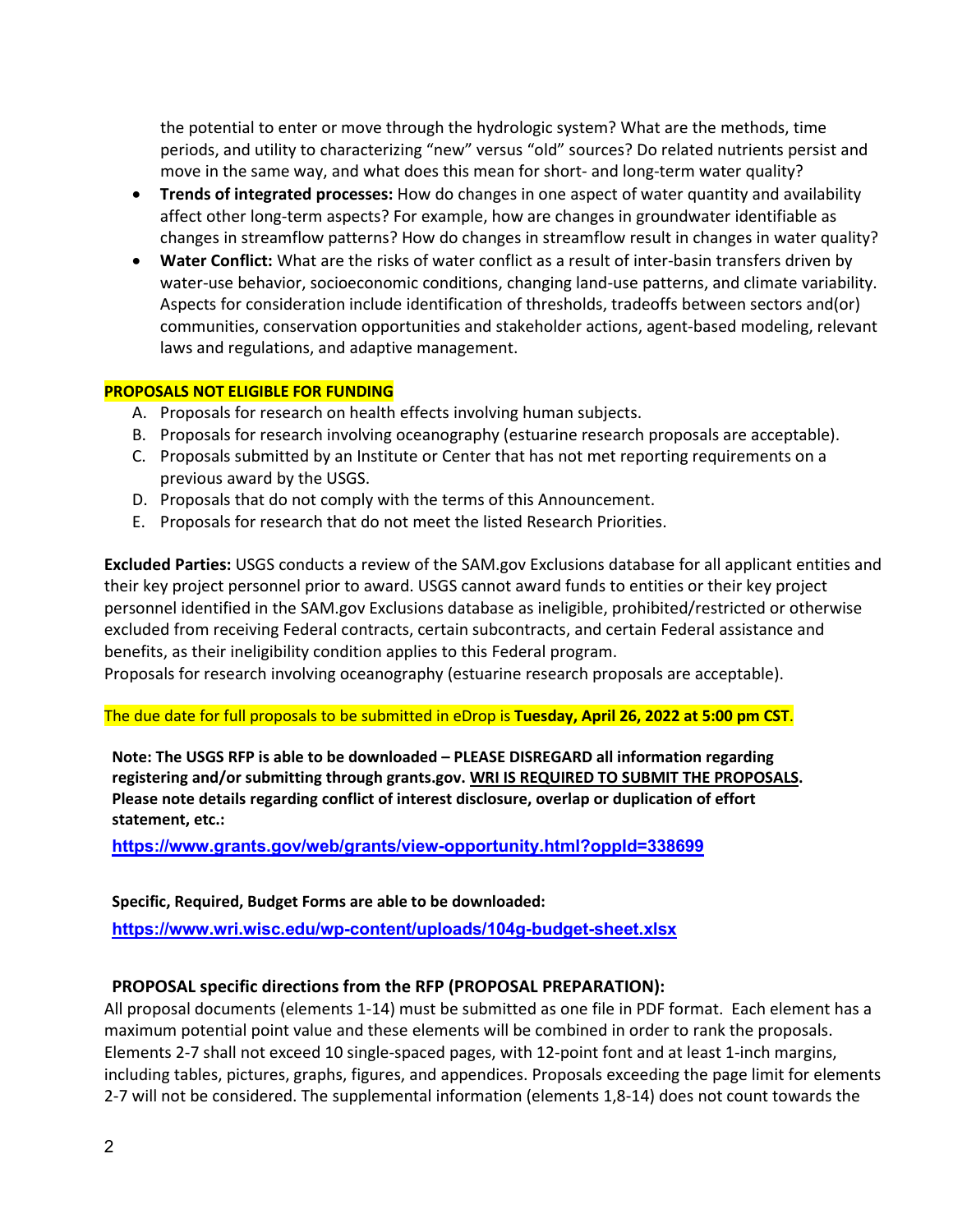the potential to enter or move through the hydrologic system? What are the methods, time periods, and utility to characterizing "new" versus "old" sources? Do related nutrients persist and move in the same way, and what does this mean for short- and long-term water quality?

- **Trends of integrated processes:** How do changes in one aspect of water quantity and availability affect other long-term aspects? For example, how are changes in groundwater identifiable as changes in streamflow patterns? How do changes in streamflow result in changes in water quality?
- **Water Conflict:** What are the risks of water conflict as a result of inter-basin transfers driven by water-use behavior, socioeconomic conditions, changing land-use patterns, and climate variability. Aspects for consideration include identification of thresholds, tradeoffs between sectors and(or) communities, conservation opportunities and stakeholder actions, agent-based modeling, relevant laws and regulations, and adaptive management.

**PROPOSALS NOT ELIGIBLE FOR FUNDING**

A. Proposals for research on health effects involving human subjects.
B. Proposals for research involving oceanography (estuarine research proposals are acceptable).
C. Proposals submitted by an Institute or Center that has not met reporting requirements on a previous award by the USGS.
D. Proposals that do not comply with the terms of this Announcement.
E. Proposals for research that do not meet the listed Research Priorities.

**Excluded Parties:** USGS conducts a review of the SAM.gov Exclusions database for all applicant entities and their key project personnel prior to award. USGS cannot award funds to entities or their key project personnel identified in the SAM.gov Exclusions database as ineligible, prohibited/restricted or otherwise excluded from receiving Federal contracts, certain subcontracts, and certain Federal assistance and benefits, as their ineligibility condition applies to this Federal program.
Proposals for research involving oceanography (estuarine research proposals are acceptable).

The due date for full proposals to be submitted in eDrop is **Tuesday, April 26, 2022 at 5:00 pm CST**.

**Note: The USGS RFP is able to be downloaded – PLEASE DISREGARD all information regarding registering and/or submitting through grants.gov. WRI IS REQUIRED TO SUBMIT THE PROPOSALS. Please note details regarding conflict of interest disclosure, overlap or duplication of effort statement, etc.:**

**https://www.grants.gov/web/grants/view-opportunity.html?oppId=338699**

**Specific, Required, Budget Forms are able to be downloaded:**

**https://www.wri.wisc.edu/wp-content/uploads/104g-budget-sheet.xlsx**

**PROPOSAL specific directions from the RFP (PROPOSAL PREPARATION):**

All proposal documents (elements 1-14) must be submitted as one file in PDF format. Each element has a maximum potential point value and these elements will be combined in order to rank the proposals. Elements 2-7 shall not exceed 10 single-spaced pages, with 12-point font and at least 1-inch margins, including tables, pictures, graphs, figures, and appendices. Proposals exceeding the page limit for elements 2-7 will not be considered. The supplemental information (elements 1,8-14) does not count towards the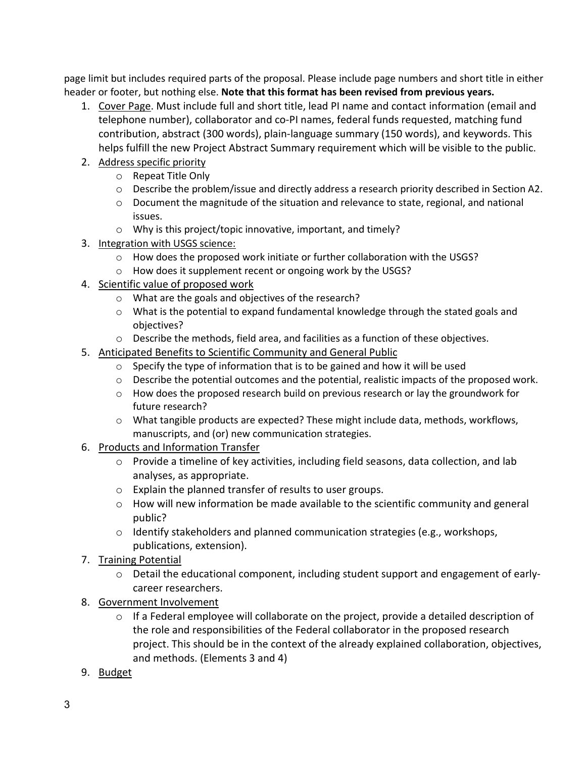page limit but includes required parts of the proposal. Please include page numbers and short title in either header or footer, but nothing else. **Note that this format has been revised from previous years.**

1. Cover Page. Must include full and short title, lead PI name and contact information (email and telephone number), collaborator and co-PI names, federal funds requested, matching fund contribution, abstract (300 words), plain-language summary (150 words), and keywords. This helps fulfill the new Project Abstract Summary requirement which will be visible to the public.
2. Address specific priority
   - Repeat Title Only
   - Describe the problem/issue and directly address a research priority described in Section A2.
   - Document the magnitude of the situation and relevance to state, regional, and national issues.
   - Why is this project/topic innovative, important, and timely?
3. Integration with USGS science:
   - How does the proposed work initiate or further collaboration with the USGS?
   - How does it supplement recent or ongoing work by the USGS?
4. Scientific value of proposed work
   - What are the goals and objectives of the research?
   - What is the potential to expand fundamental knowledge through the stated goals and objectives?
   - Describe the methods, field area, and facilities as a function of these objectives.
5. Anticipated Benefits to Scientific Community and General Public
   - Specify the type of information that is to be gained and how it will be used
   - Describe the potential outcomes and the potential, realistic impacts of the proposed work.
   - How does the proposed research build on previous research or lay the groundwork for future research?
   - What tangible products are expected? These might include data, methods, workflows, manuscripts, and (or) new communication strategies.
6. Products and Information Transfer
   - Provide a timeline of key activities, including field seasons, data collection, and lab analyses, as appropriate.
   - Explain the planned transfer of results to user groups.
   - How will new information be made available to the scientific community and general public?
   - Identify stakeholders and planned communication strategies (e.g., workshops, publications, extension).
7. Training Potential
   - Detail the educational component, including student support and engagement of early-career researchers.
8. Government Involvement
   - If a Federal employee will collaborate on the project, provide a detailed description of the role and responsibilities of the Federal collaborator in the proposed research project. This should be in the context of the already explained collaboration, objectives, and methods. (Elements 3 and 4)
9. Budget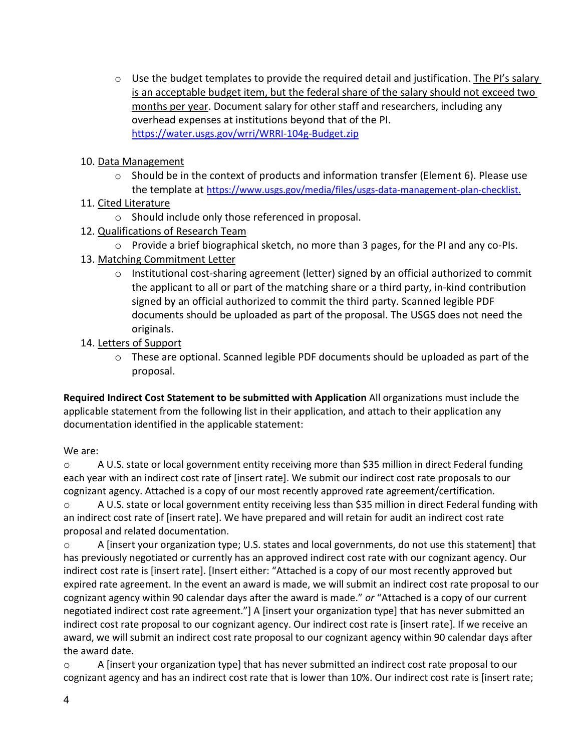- Use the budget templates to provide the required detail and justification. The PI's salary is an acceptable budget item, but the federal share of the salary should not exceed two months per year. Document salary for other staff and researchers, including any overhead expenses at institutions beyond that of the PI. https://water.usgs.gov/wrri/WRRI-104g-Budget.zip

10. Data Management
    - Should be in the context of products and information transfer (Element 6). Please use the template at https://www.usgs.gov/media/files/usgs-data-management-plan-checklist.
11. Cited Literature
    - Should include only those referenced in proposal.
12. Qualifications of Research Team
    - Provide a brief biographical sketch, no more than 3 pages, for the PI and any co-PIs.
13. Matching Commitment Letter
    - Institutional cost-sharing agreement (letter) signed by an official authorized to commit the applicant to all or part of the matching share or a third party, in-kind contribution signed by an official authorized to commit the third party. Scanned legible PDF documents should be uploaded as part of the proposal. The USGS does not need the originals.
14. Letters of Support
    - These are optional. Scanned legible PDF documents should be uploaded as part of the proposal.

**Required Indirect Cost Statement to be submitted with Application** All organizations must include the applicable statement from the following list in their application, and attach to their application any documentation identified in the applicable statement:

We are:

- A U.S. state or local government entity receiving more than $35 million in direct Federal funding each year with an indirect cost rate of [insert rate]. We submit our indirect cost rate proposals to our cognizant agency. Attached is a copy of our most recently approved rate agreement/certification.
- A U.S. state or local government entity receiving less than $35 million in direct Federal funding with an indirect cost rate of [insert rate]. We have prepared and will retain for audit an indirect cost rate proposal and related documentation.
- A [insert your organization type; U.S. states and local governments, do not use this statement] that has previously negotiated or currently has an approved indirect cost rate with our cognizant agency. Our indirect cost rate is [insert rate]. [Insert either: "Attached is a copy of our most recently approved but expired rate agreement. In the event an award is made, we will submit an indirect cost rate proposal to our cognizant agency within 90 calendar days after the award is made." *or* "Attached is a copy of our current negotiated indirect cost rate agreement."] A [insert your organization type] that has never submitted an indirect cost rate proposal to our cognizant agency. Our indirect cost rate is [insert rate]. If we receive an award, we will submit an indirect cost rate proposal to our cognizant agency within 90 calendar days after the award date.
- A [insert your organization type] that has never submitted an indirect cost rate proposal to our cognizant agency and has an indirect cost rate that is lower than 10%. Our indirect cost rate is [insert rate;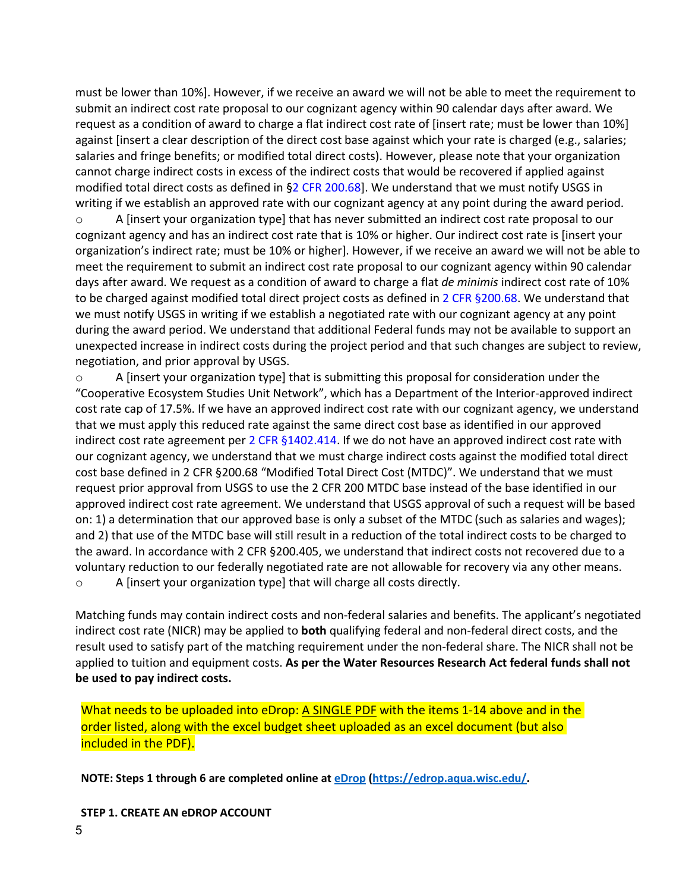must be lower than 10%]. However, if we receive an award we will not be able to meet the requirement to submit an indirect cost rate proposal to our cognizant agency within 90 calendar days after award. We request as a condition of award to charge a flat indirect cost rate of [insert rate; must be lower than 10%] against [insert a clear description of the direct cost base against which your rate is charged (e.g., salaries; salaries and fringe benefits; or modified total direct costs). However, please note that your organization cannot charge indirect costs in excess of the indirect costs that would be recovered if applied against modified total direct costs as defined in §2 CFR 200.68]. We understand that we must notify USGS in writing if we establish an approved rate with our cognizant agency at any point during the award period.

- A [insert your organization type] that has never submitted an indirect cost rate proposal to our cognizant agency and has an indirect cost rate that is 10% or higher. Our indirect cost rate is [insert your organization's indirect rate; must be 10% or higher]. However, if we receive an award we will not be able to meet the requirement to submit an indirect cost rate proposal to our cognizant agency within 90 calendar days after award. We request as a condition of award to charge a flat *de minimis* indirect cost rate of 10% to be charged against modified total direct project costs as defined in 2 CFR §200.68. We understand that we must notify USGS in writing if we establish a negotiated rate with our cognizant agency at any point during the award period. We understand that additional Federal funds may not be available to support an unexpected increase in indirect costs during the project period and that such changes are subject to review, negotiation, and prior approval by USGS.
- A [insert your organization type] that is submitting this proposal for consideration under the "Cooperative Ecosystem Studies Unit Network", which has a Department of the Interior-approved indirect cost rate cap of 17.5%. If we have an approved indirect cost rate with our cognizant agency, we understand that we must apply this reduced rate against the same direct cost base as identified in our approved indirect cost rate agreement per 2 CFR §1402.414. If we do not have an approved indirect cost rate with our cognizant agency, we understand that we must charge indirect costs against the modified total direct cost base defined in 2 CFR §200.68 "Modified Total Direct Cost (MTDC)". We understand that we must request prior approval from USGS to use the 2 CFR 200 MTDC base instead of the base identified in our approved indirect cost rate agreement. We understand that USGS approval of such a request will be based on: 1) a determination that our approved base is only a subset of the MTDC (such as salaries and wages); and 2) that use of the MTDC base will still result in a reduction of the total indirect costs to be charged to the award. In accordance with 2 CFR §200.405, we understand that indirect costs not recovered due to a voluntary reduction to our federally negotiated rate are not allowable for recovery via any other means.
- A [insert your organization type] that will charge all costs directly.

Matching funds may contain indirect costs and non-federal salaries and benefits. The applicant's negotiated indirect cost rate (NICR) may be applied to **both** qualifying federal and non-federal direct costs, and the result used to satisfy part of the matching requirement under the non-federal share. The NICR shall not be applied to tuition and equipment costs. **As per the Water Resources Research Act federal funds shall not be used to pay indirect costs.**

What needs to be uploaded into eDrop: A SINGLE PDF with the items 1-14 above and in the order listed, along with the excel budget sheet uploaded as an excel document (but also included in the PDF).

**NOTE: Steps 1 through 6 are completed online at eDrop (https://edrop.aqua.wisc.edu/.**

**STEP 1. CREATE AN eDROP ACCOUNT**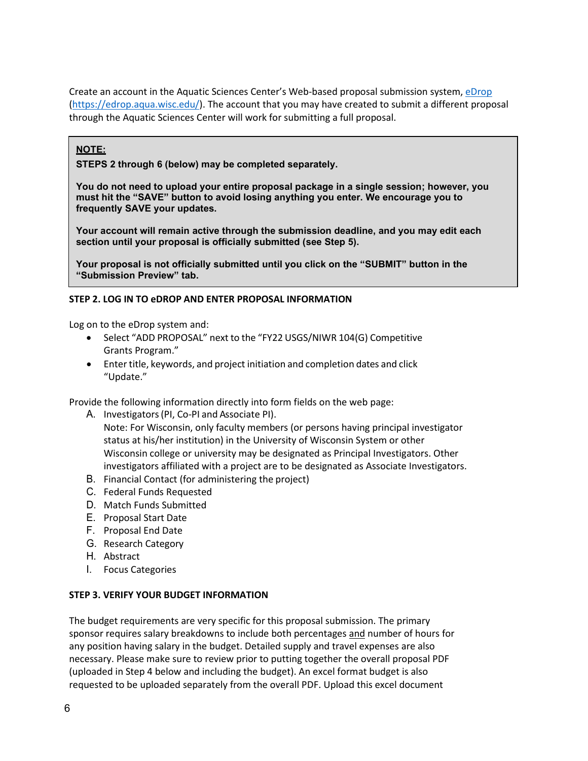Create an account in the Aquatic Sciences Center's Web-based proposal submission system, [eDrop](https://edrop.aqua.wisc.edu/) ([https://edrop.aqua.wisc.edu/](https://edrop.aqua.wisc.edu/)). The account that you may have created to submit a different proposal through the Aquatic Sciences Center will work for submitting a full proposal.

> **NOTE:**
>
> **STEPS 2 through 6 (below) may be completed separately.**
>
> **You do not need to upload your entire proposal package in a single session; however, you must hit the "SAVE" button to avoid losing anything you enter. We encourage you to frequently SAVE your updates.**
>
> **Your account will remain active through the submission deadline, and you may edit each section until your proposal is officially submitted (see Step 5).**
>
> **Your proposal is not officially submitted until you click on the "SUBMIT" button in the "Submission Preview" tab.**

**STEP 2. LOG IN TO eDROP AND ENTER PROPOSAL INFORMATION**

Log on to the eDrop system and:

- Select "ADD PROPOSAL" next to the "FY22 USGS/NIWR 104(G) Competitive Grants Program."
- Enter title, keywords, and project initiation and completion dates and click "Update."

Provide the following information directly into form fields on the web page:

A. Investigators (PI, Co-PI and Associate PI).
   Note: For Wisconsin, only faculty members (or persons having principal investigator status at his/her institution) in the University of Wisconsin System or other Wisconsin college or university may be designated as Principal Investigators. Other investigators affiliated with a project are to be designated as Associate Investigators.
B. Financial Contact (for administering the project)
C. Federal Funds Requested
D. Match Funds Submitted
E. Proposal Start Date
F. Proposal End Date
G. Research Category
H. Abstract
I. Focus Categories

**STEP 3. VERIFY YOUR BUDGET INFORMATION**

The budget requirements are very specific for this proposal submission. The primary sponsor requires salary breakdowns to include both percentages <u>and</u> number of hours for any position having salary in the budget. Detailed supply and travel expenses are also necessary. Please make sure to review prior to putting together the overall proposal PDF (uploaded in Step 4 below and including the budget). An excel format budget is also requested to be uploaded separately from the overall PDF. Upload this excel document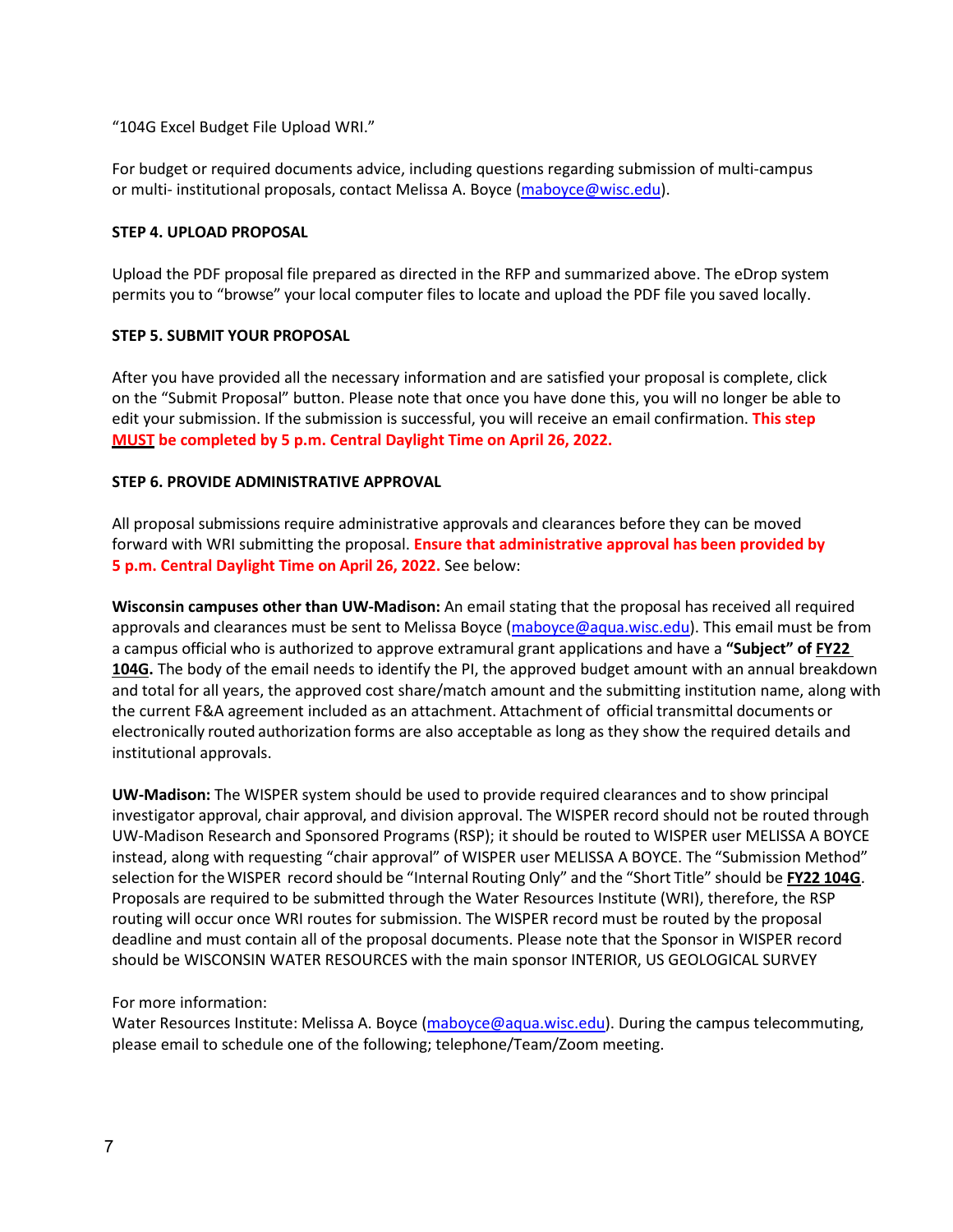"104G Excel Budget File Upload WRI."

For budget or required documents advice, including questions regarding submission of multi-campus or multi- institutional proposals, contact Melissa A. Boyce (maboyce@wisc.edu).

**STEP 4. UPLOAD PROPOSAL**

Upload the PDF proposal file prepared as directed in the RFP and summarized above. The eDrop system permits you to "browse" your local computer files to locate and upload the PDF file you saved locally.

**STEP 5. SUBMIT YOUR PROPOSAL**

After you have provided all the necessary information and are satisfied your proposal is complete, click on the "Submit Proposal" button. Please note that once you have done this, you will no longer be able to edit your submission. If the submission is successful, you will receive an email confirmation. **This step <u>MUST</u> be completed by 5 p.m. Central Daylight Time on April 26, 2022.**

**STEP 6. PROVIDE ADMINISTRATIVE APPROVAL**

All proposal submissions require administrative approvals and clearances before they can be moved forward with WRI submitting the proposal. **Ensure that administrative approval has been provided by 5 p.m. Central Daylight Time on April 26, 2022.** See below:

**Wisconsin campuses other than UW-Madison:** An email stating that the proposal has received all required approvals and clearances must be sent to Melissa Boyce (maboyce@aqua.wisc.edu). This email must be from a campus official who is authorized to approve extramural grant applications and have a **"Subject" of <u>FY22 104G</u>.** The body of the email needs to identify the PI, the approved budget amount with an annual breakdown and total for all years, the approved cost share/match amount and the submitting institution name, along with the current F&A agreement included as an attachment. Attachment of official transmittal documents or electronically routed authorization forms are also acceptable as long as they show the required details and institutional approvals.

**UW-Madison:** The WISPER system should be used to provide required clearances and to show principal investigator approval, chair approval, and division approval. The WISPER record should not be routed through UW-Madison Research and Sponsored Programs (RSP); it should be routed to WISPER user MELISSA A BOYCE instead, along with requesting "chair approval" of WISPER user MELISSA A BOYCE. The "Submission Method" selection for the WISPER record should be "Internal Routing Only" and the "Short Title" should be **<u>FY22 104G</u>**. Proposals are required to be submitted through the Water Resources Institute (WRI), therefore, the RSP routing will occur once WRI routes for submission. The WISPER record must be routed by the proposal deadline and must contain all of the proposal documents. Please note that the Sponsor in WISPER record should be WISCONSIN WATER RESOURCES with the main sponsor INTERIOR, US GEOLOGICAL SURVEY

For more information:
Water Resources Institute: Melissa A. Boyce (maboyce@aqua.wisc.edu). During the campus telecommuting, please email to schedule one of the following; telephone/Team/Zoom meeting.